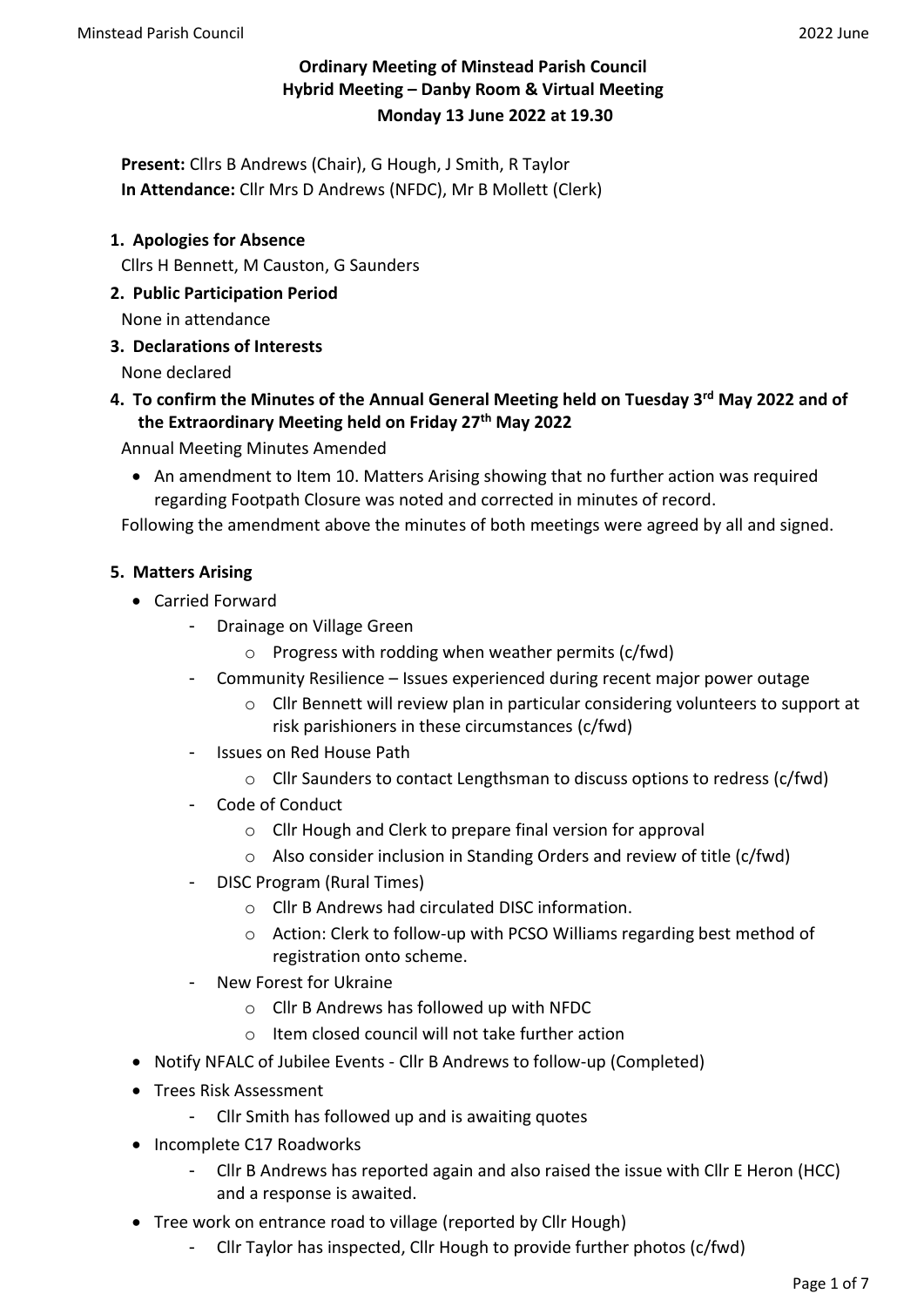**Ordinary Meeting of Minstead Parish Council**
**Hybrid Meeting – Danby Room & Virtual Meeting**
**Monday 13 June 2022 at 19.30**

**Present:** Cllrs B Andrews (Chair), G Hough, J Smith, R Taylor
**In Attendance:** Cllr Mrs D Andrews (NFDC), Mr B Mollett (Clerk)

1. **Apologies for Absence**

   Cllrs H Bennett, M Causton, G Saunders

2. **Public Participation Period**

   None in attendance

3. **Declarations of Interests**

   None declared

4. **To confirm the Minutes of the Annual General Meeting held on Tuesday 3rd May 2022 and of the Extraordinary Meeting held on Friday 27th May 2022**

   Annual Meeting Minutes Amended

   - An amendment to Item 10. Matters Arising showing that no further action was required regarding Footpath Closure was noted and corrected in minutes of record.

   Following the amendment above the minutes of both meetings were agreed by all and signed.

5. **Matters Arising**

   - Carried Forward
     - Drainage on Village Green
       - Progress with rodding when weather permits (c/fwd)
     - Community Resilience – Issues experienced during recent major power outage
       - Cllr Bennett will review plan in particular considering volunteers to support at risk parishioners in these circumstances (c/fwd)
     - Issues on Red House Path
       - Cllr Saunders to contact Lengthsman to discuss options to redress (c/fwd)
     - Code of Conduct
       - Cllr Hough and Clerk to prepare final version for approval
       - Also consider inclusion in Standing Orders and review of title (c/fwd)
     - DISC Program (Rural Times)
       - Cllr B Andrews had circulated DISC information.
       - Action: Clerk to follow-up with PCSO Williams regarding best method of registration onto scheme.
     - New Forest for Ukraine
       - Cllr B Andrews has followed up with NFDC
       - Item closed council will not take further action
   - Notify NFALC of Jubilee Events - Cllr B Andrews to follow-up (Completed)
   - Trees Risk Assessment
     - Cllr Smith has followed up and is awaiting quotes
   - Incomplete C17 Roadworks
     - Cllr B Andrews has reported again and also raised the issue with Cllr E Heron (HCC) and a response is awaited.
   - Tree work on entrance road to village (reported by Cllr Hough)
     - Cllr Taylor has inspected, Cllr Hough to provide further photos (c/fwd)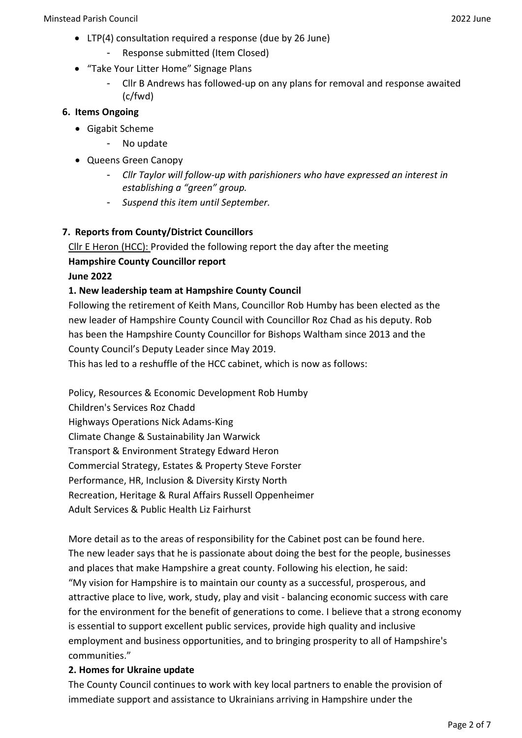- LTP(4) consultation required a response (due by 26 June)
  - Response submitted (Item Closed)
- "Take Your Litter Home" Signage Plans
  - Cllr B Andrews has followed-up on any plans for removal and response awaited (c/fwd)

**6. Items Ongoing**

- Gigabit Scheme
  - No update
- Queens Green Canopy
  - *Cllr Taylor will follow-up with parishioners who have expressed an interest in establishing a "green" group.*
  - *Suspend this item until September.*

**7. Reports from County/District Councillors**

Cllr E Heron (HCC): Provided the following report the day after the meeting

**Hampshire County Councillor report**

**June 2022**

**1. New leadership team at Hampshire County Council**

Following the retirement of Keith Mans, Councillor Rob Humby has been elected as the new leader of Hampshire County Council with Councillor Roz Chad as his deputy. Rob has been the Hampshire County Councillor for Bishops Waltham since 2013 and the County Council's Deputy Leader since May 2019.

This has led to a reshuffle of the HCC cabinet, which is now as follows:

Policy, Resources & Economic Development Rob Humby
Children's Services Roz Chadd
Highways Operations Nick Adams-King
Climate Change & Sustainability Jan Warwick
Transport & Environment Strategy Edward Heron
Commercial Strategy, Estates & Property Steve Forster
Performance, HR, Inclusion & Diversity Kirsty North
Recreation, Heritage & Rural Affairs Russell Oppenheimer
Adult Services & Public Health Liz Fairhurst

More detail as to the areas of responsibility for the Cabinet post can be found here.
The new leader says that he is passionate about doing the best for the people, businesses and places that make Hampshire a great county. Following his election, he said:
"My vision for Hampshire is to maintain our county as a successful, prosperous, and attractive place to live, work, study, play and visit - balancing economic success with care for the environment for the benefit of generations to come. I believe that a strong economy is essential to support excellent public services, provide high quality and inclusive employment and business opportunities, and to bringing prosperity to all of Hampshire's communities."

**2. Homes for Ukraine update**

The County Council continues to work with key local partners to enable the provision of immediate support and assistance to Ukrainians arriving in Hampshire under the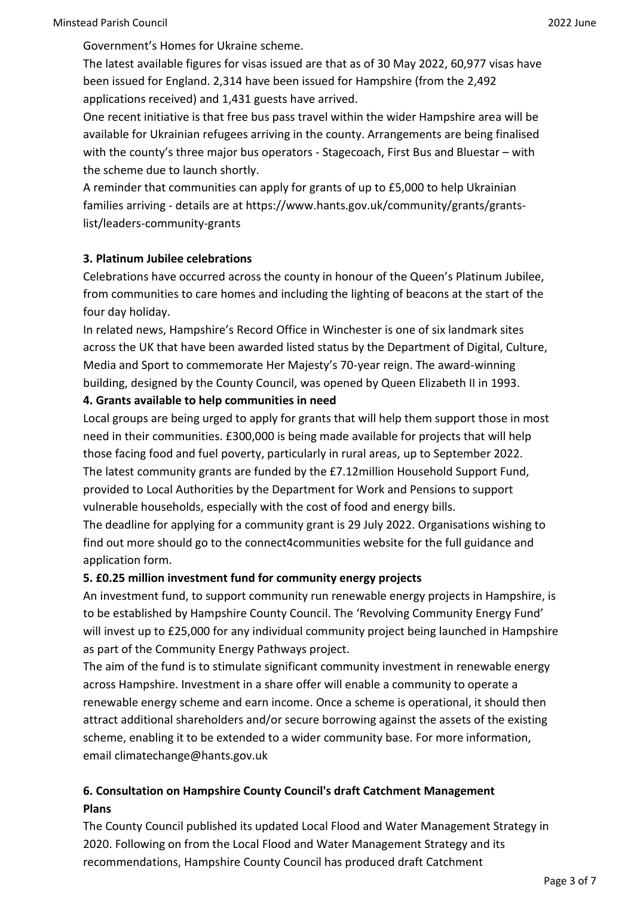Government's Homes for Ukraine scheme.

The latest available figures for visas issued are that as of 30 May 2022, 60,977 visas have been issued for England. 2,314 have been issued for Hampshire (from the 2,492 applications received) and 1,431 guests have arrived.

One recent initiative is that free bus pass travel within the wider Hampshire area will be available for Ukrainian refugees arriving in the county. Arrangements are being finalised with the county's three major bus operators - Stagecoach, First Bus and Bluestar – with the scheme due to launch shortly.

A reminder that communities can apply for grants of up to £5,000 to help Ukrainian families arriving - details are at https://www.hants.gov.uk/community/grants/grants-list/leaders-community-grants

**3. Platinum Jubilee celebrations**

Celebrations have occurred across the county in honour of the Queen's Platinum Jubilee, from communities to care homes and including the lighting of beacons at the start of the four day holiday.

In related news, Hampshire's Record Office in Winchester is one of six landmark sites across the UK that have been awarded listed status by the Department of Digital, Culture, Media and Sport to commemorate Her Majesty's 70-year reign. The award-winning building, designed by the County Council, was opened by Queen Elizabeth II in 1993.

**4. Grants available to help communities in need**

Local groups are being urged to apply for grants that will help them support those in most need in their communities. £300,000 is being made available for projects that will help those facing food and fuel poverty, particularly in rural areas, up to September 2022.

The latest community grants are funded by the £7.12million Household Support Fund, provided to Local Authorities by the Department for Work and Pensions to support vulnerable households, especially with the cost of food and energy bills.

The deadline for applying for a community grant is 29 July 2022. Organisations wishing to find out more should go to the connect4communities website for the full guidance and application form.

**5. £0.25 million investment fund for community energy projects**

An investment fund, to support community run renewable energy projects in Hampshire, is to be established by Hampshire County Council. The 'Revolving Community Energy Fund' will invest up to £25,000 for any individual community project being launched in Hampshire as part of the Community Energy Pathways project.

The aim of the fund is to stimulate significant community investment in renewable energy across Hampshire. Investment in a share offer will enable a community to operate a renewable energy scheme and earn income. Once a scheme is operational, it should then attract additional shareholders and/or secure borrowing against the assets of the existing scheme, enabling it to be extended to a wider community base. For more information, email climatechange@hants.gov.uk

**6. Consultation on Hampshire County Council's draft Catchment Management Plans**

The County Council published its updated Local Flood and Water Management Strategy in 2020. Following on from the Local Flood and Water Management Strategy and its recommendations, Hampshire County Council has produced draft Catchment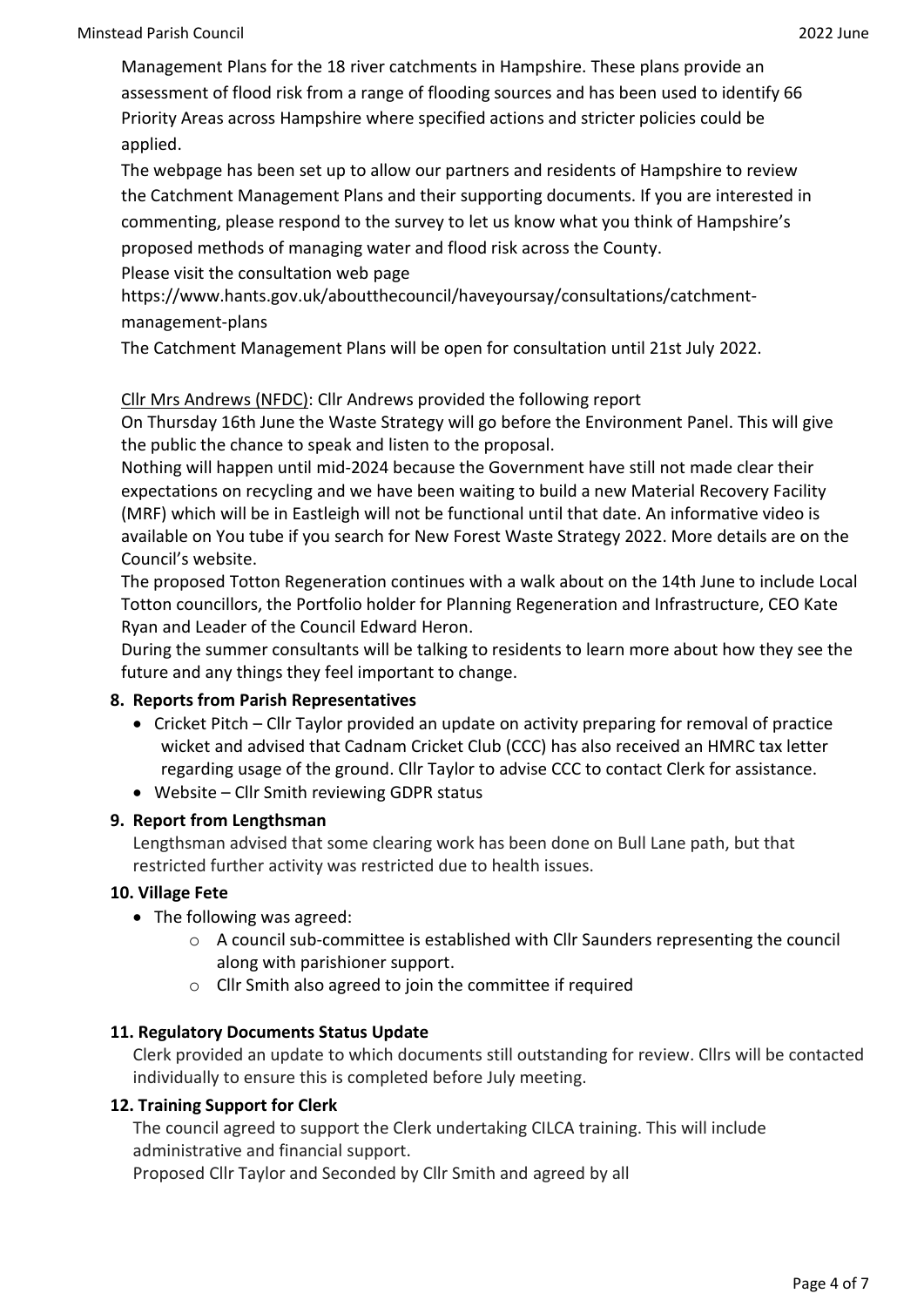Management Plans for the 18 river catchments in Hampshire. These plans provide an assessment of flood risk from a range of flooding sources and has been used to identify 66 Priority Areas across Hampshire where specified actions and stricter policies could be applied.

The webpage has been set up to allow our partners and residents of Hampshire to review the Catchment Management Plans and their supporting documents. If you are interested in commenting, please respond to the survey to let us know what you think of Hampshire's proposed methods of managing water and flood risk across the County.

Please visit the consultation web page

https://www.hants.gov.uk/aboutthecouncil/haveyoursay/consultations/catchment-management-plans

The Catchment Management Plans will be open for consultation until 21st July 2022.

Cllr Mrs Andrews (NFDC): Cllr Andrews provided the following report

On Thursday 16th June the Waste Strategy will go before the Environment Panel. This will give the public the chance to speak and listen to the proposal.

Nothing will happen until mid-2024 because the Government have still not made clear their expectations on recycling and we have been waiting to build a new Material Recovery Facility (MRF) which will be in Eastleigh will not be functional until that date. An informative video is available on You tube if you search for New Forest Waste Strategy 2022. More details are on the Council's website.

The proposed Totton Regeneration continues with a walk about on the 14th June to include Local Totton councillors, the Portfolio holder for Planning Regeneration and Infrastructure, CEO Kate Ryan and Leader of the Council Edward Heron.

During the summer consultants will be talking to residents to learn more about how they see the future and any things they feel important to change.

**8. Reports from Parish Representatives**

- Cricket Pitch – Cllr Taylor provided an update on activity preparing for removal of practice wicket and advised that Cadnam Cricket Club (CCC) has also received an HMRC tax letter regarding usage of the ground. Cllr Taylor to advise CCC to contact Clerk for assistance.
- Website – Cllr Smith reviewing GDPR status

**9. Report from Lengthsman**

Lengthsman advised that some clearing work has been done on Bull Lane path, but that restricted further activity was restricted due to health issues.

**10. Village Fete**

- The following was agreed:
    - A council sub-committee is established with Cllr Saunders representing the council along with parishioner support.
    - Cllr Smith also agreed to join the committee if required

**11. Regulatory Documents Status Update**

Clerk provided an update to which documents still outstanding for review. Cllrs will be contacted individually to ensure this is completed before July meeting.

**12. Training Support for Clerk**

The council agreed to support the Clerk undertaking CILCA training. This will include administrative and financial support.

Proposed Cllr Taylor and Seconded by Cllr Smith and agreed by all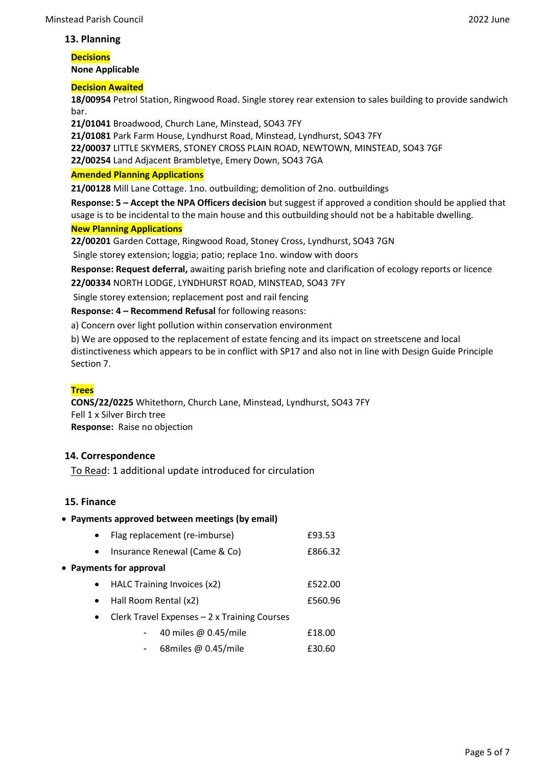## 13. Planning

**Decisions**

**None Applicable**

**Decision Awaited**

**18/00954** Petrol Station, Ringwood Road. Single storey rear extension to sales building to provide sandwich bar.

**21/01041** Broadwood, Church Lane, Minstead, SO43 7FY

**21/01081** Park Farm House, Lyndhurst Road, Minstead, Lyndhurst, SO43 7FY

**22/00037** LITTLE SKYMERS, STONEY CROSS PLAIN ROAD, NEWTOWN, MINSTEAD, SO43 7GF

**22/00254** Land Adjacent Brambletye, Emery Down, SO43 7GA

**Amended Planning Applications**

**21/00128** Mill Lane Cottage. 1no. outbuilding; demolition of 2no. outbuildings

**Response: 5 – Accept the NPA Officers decision** but suggest if approved a condition should be applied that usage is to be incidental to the main house and this outbuilding should not be a habitable dwelling.

**New Planning Applications**

**22/00201** Garden Cottage, Ringwood Road, Stoney Cross, Lyndhurst, SO43 7GN

Single storey extension; loggia; patio; replace 1no. window with doors

**Response: Request deferral,** awaiting parish briefing note and clarification of ecology reports or licence

**22/00334** NORTH LODGE, LYNDHURST ROAD, MINSTEAD, SO43 7FY

Single storey extension; replacement post and rail fencing

**Response: 4 – Recommend Refusal** for following reasons:

a) Concern over light pollution within conservation environment

b) We are opposed to the replacement of estate fencing and its impact on streetscene and local distinctiveness which appears to be in conflict with SP17 and also not in line with Design Guide Principle Section 7.

**Trees**

**CONS/22/0225** Whitethorn, Church Lane, Minstead, Lyndhurst, SO43 7FY

Fell 1 x Silver Birch tree

**Response:** Raise no objection

## 14. Correspondence

To Read: 1 additional update introduced for circulation

## 15. Finance

- **Payments approved between meetings (by email)**
  - Flag replacement (re-imburse) £93.53
  - Insurance Renewal (Came & Co) £866.32
- **Payments for approval**
  - HALC Training Invoices (x2) £522.00
  - Hall Room Rental (x2) £560.96
  - Clerk Travel Expenses – 2 x Training Courses
    - 40 miles @ 0.45/mile £18.00
    - 68miles @ 0.45/mile £30.60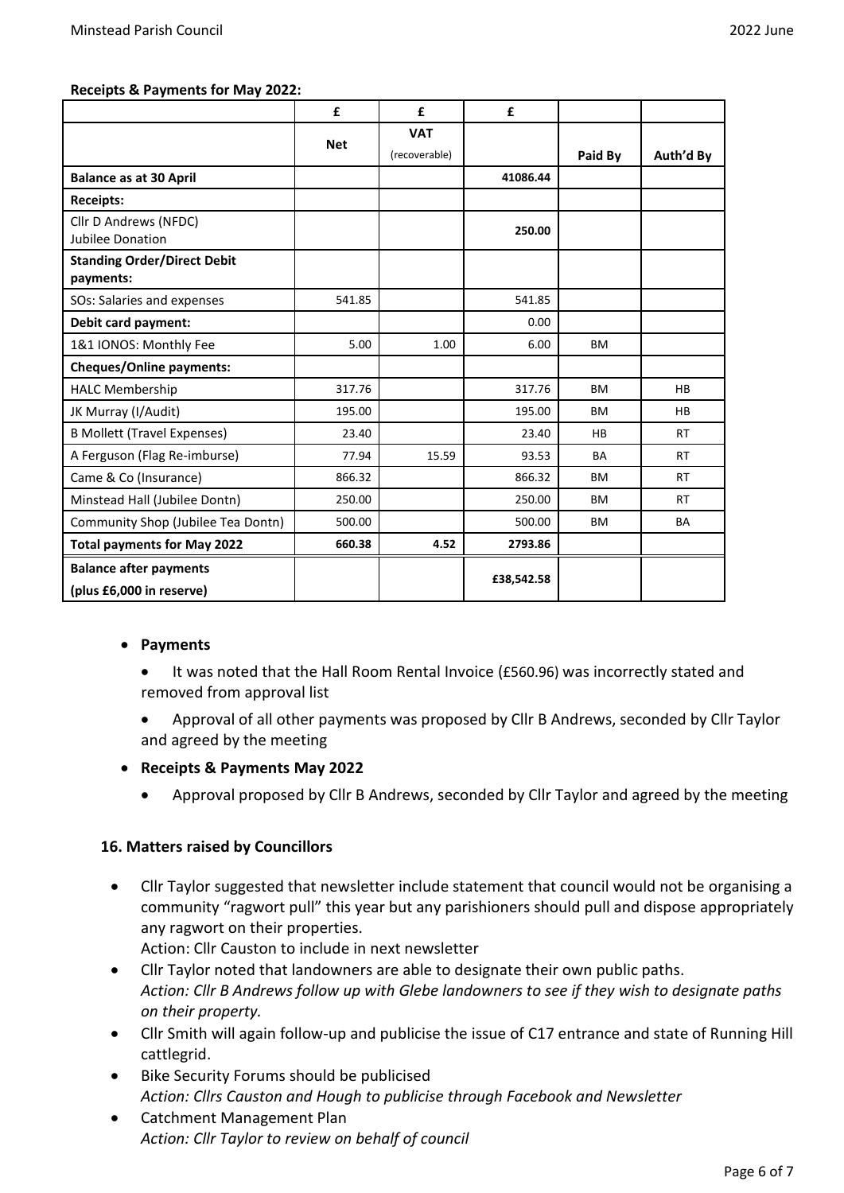**Receipts & Payments for May 2022:**

| | £ | £ | £ | | |
|---|---|---|---|---|---|
| | Net | VAT (recoverable) | | Paid By | Auth'd By |
| **Balance as at 30 April** | | | **41086.44** | | |
| **Receipts:** | | | | | |
| Cllr D Andrews (NFDC) Jubilee Donation | | | **250.00** | | |
| **Standing Order/Direct Debit payments:** | | | | | |
| SOs: Salaries and expenses | 541.85 | | 541.85 | | |
| **Debit card payment:** | | | 0.00 | | |
| 1&1 IONOS: Monthly Fee | 5.00 | 1.00 | 6.00 | BM | |
| **Cheques/Online payments:** | | | | | |
| HALC Membership | 317.76 | | 317.76 | BM | HB |
| JK Murray (I/Audit) | 195.00 | | 195.00 | BM | HB |
| B Mollett (Travel Expenses) | 23.40 | | 23.40 | HB | RT |
| A Ferguson (Flag Re-imburse) | 77.94 | 15.59 | 93.53 | BA | RT |
| Came & Co (Insurance) | 866.32 | | 866.32 | BM | RT |
| Minstead Hall (Jubilee Dontn) | 250.00 | | 250.00 | BM | RT |
| Community Shop (Jubilee Tea Dontn) | 500.00 | | 500.00 | BM | BA |
| **Total payments for May 2022** | **660.38** | **4.52** | **2793.86** | | |
| **Balance after payments (plus £6,000 in reserve)** | | | **£38,542.58** | | |

- **Payments**
  - It was noted that the Hall Room Rental Invoice (£560.96) was incorrectly stated and removed from approval list
  - Approval of all other payments was proposed by Cllr B Andrews, seconded by Cllr Taylor and agreed by the meeting
- **Receipts & Payments May 2022**
  - Approval proposed by Cllr B Andrews, seconded by Cllr Taylor and agreed by the meeting

### 16. Matters raised by Councillors

- Cllr Taylor suggested that newsletter include statement that council would not be organising a community "ragwort pull" this year but any parishioners should pull and dispose appropriately any ragwort on their properties.
  Action: Cllr Causton to include in next newsletter
- Cllr Taylor noted that landowners are able to designate their own public paths.
  *Action: Cllr B Andrews follow up with Glebe landowners to see if they wish to designate paths on their property.*
- Cllr Smith will again follow-up and publicise the issue of C17 entrance and state of Running Hill cattlegrid.
- Bike Security Forums should be publicised
  *Action: Cllrs Causton and Hough to publicise through Facebook and Newsletter*
- Catchment Management Plan
  *Action: Cllr Taylor to review on behalf of council*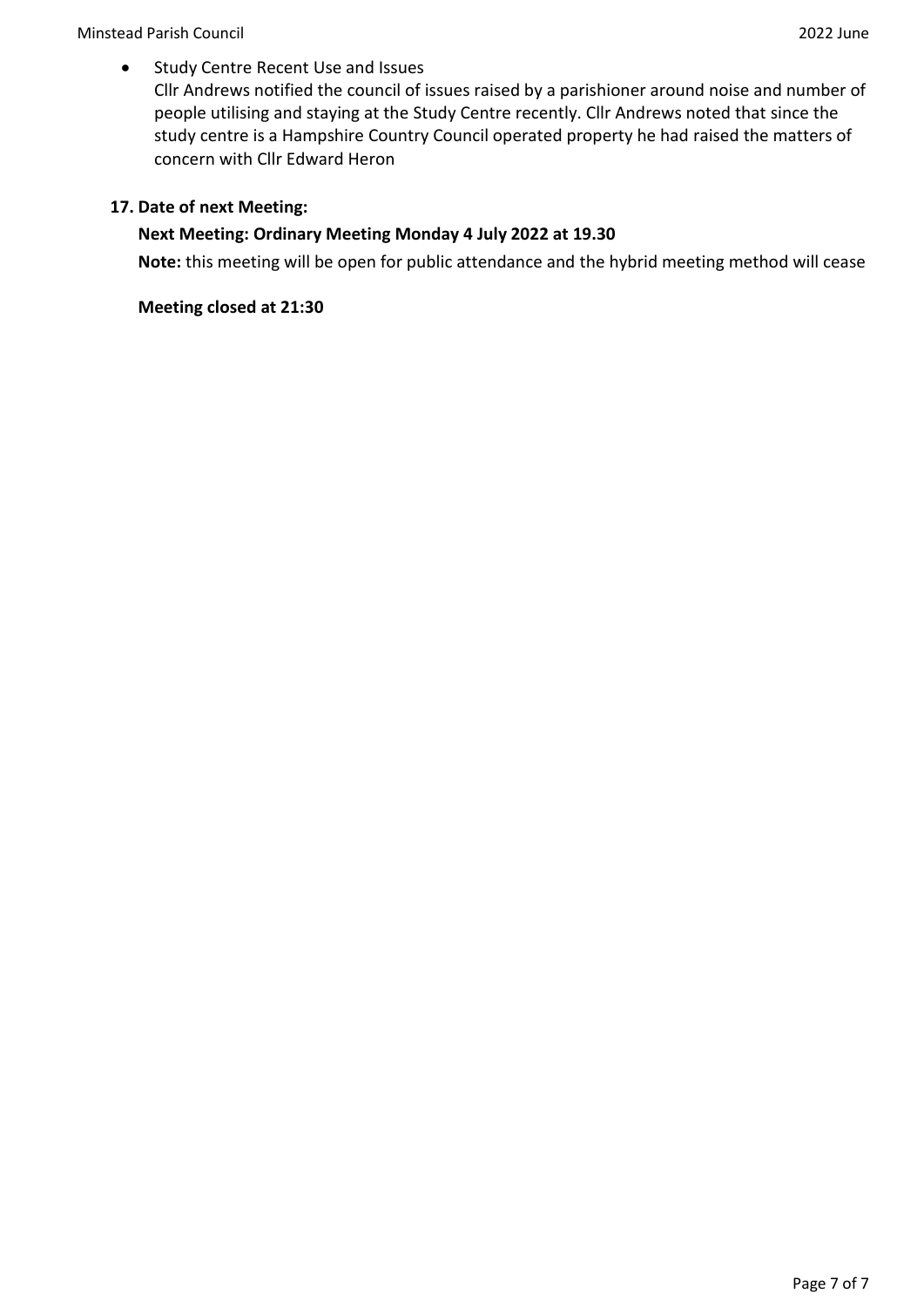- Study Centre Recent Use and Issues
  Cllr Andrews notified the council of issues raised by a parishioner around noise and number of people utilising and staying at the Study Centre recently. Cllr Andrews noted that since the study centre is a Hampshire Country Council operated property he had raised the matters of concern with Cllr Edward Heron

**17. Date of next Meeting:**

**Next Meeting: Ordinary Meeting Monday 4 July 2022 at 19.30**

**Note:** this meeting will be open for public attendance and the hybrid meeting method will cease

**Meeting closed at 21:30**